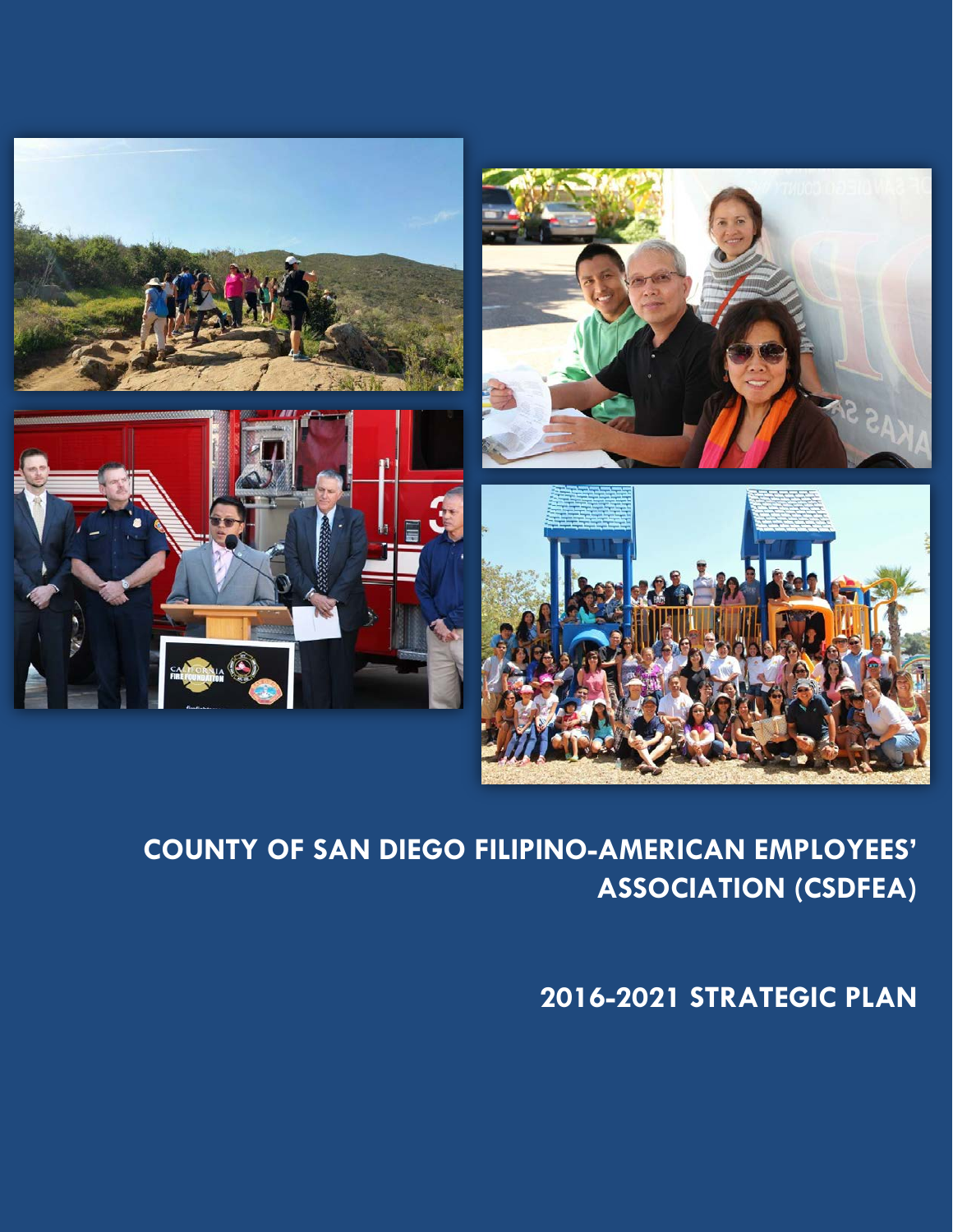# COUNTY OF SAN DIEGO FILIPINO-AMERICAN EMPLOYEES' ASSOCIATION (CSDFEA)

## 2016-2021 STRATEGIC PLAN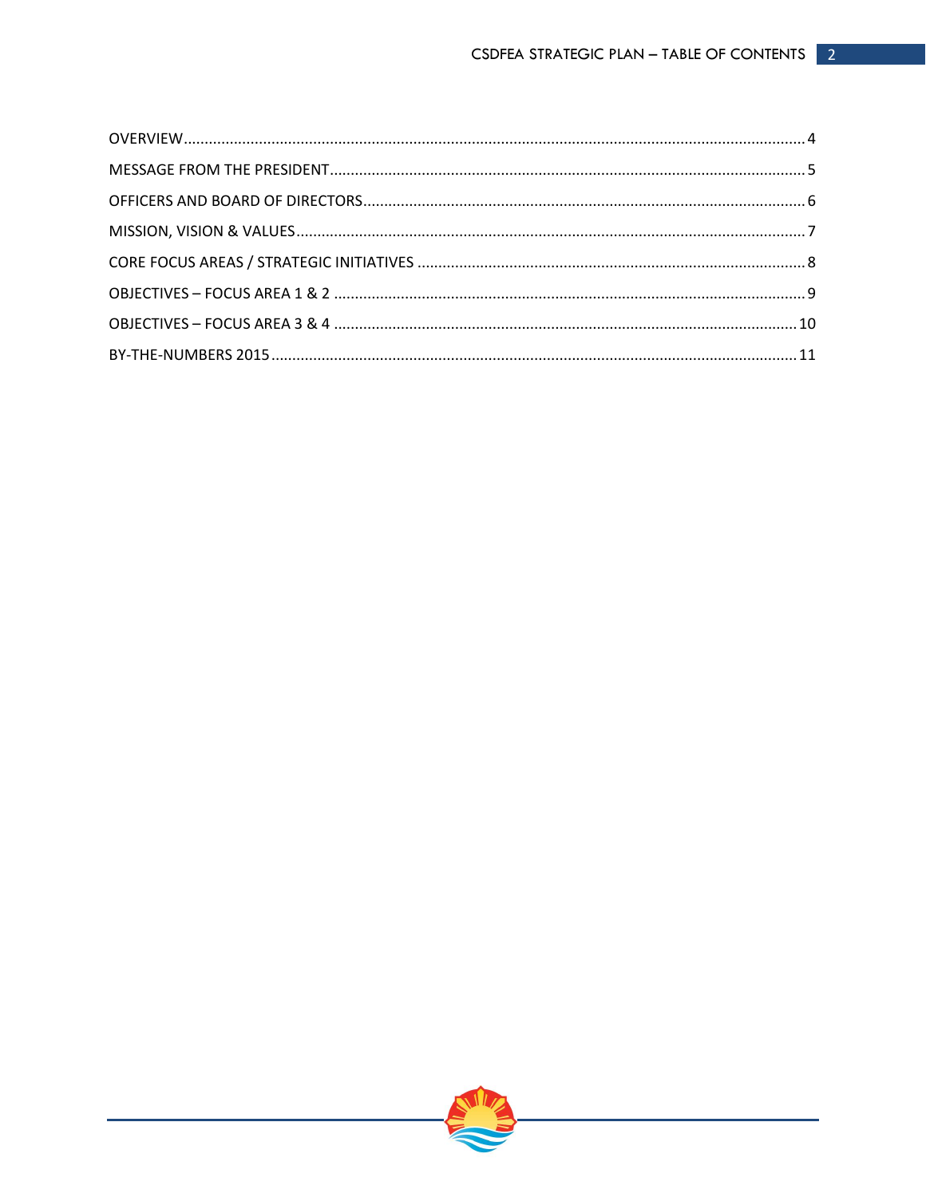OVERVIEW ........................................................................................................................................ 4

MESSAGE FROM THE PRESIDENT ................................................................................................... 5

OFFICERS AND BOARD OF DIRECTORS ........................................................................................ 6

MISSION, VISION & VALUES ......................................................................................................... 7

CORE FOCUS AREAS / STRATEGIC INITIATIVES ............................................................................ 8

OBJECTIVES – FOCUS AREA 1 & 2 ................................................................................................ 9

OBJECTIVES – FOCUS AREA 3 & 4 ................................................................................................ 10

BY-THE-NUMBERS 2015 ............................................................................................................... 11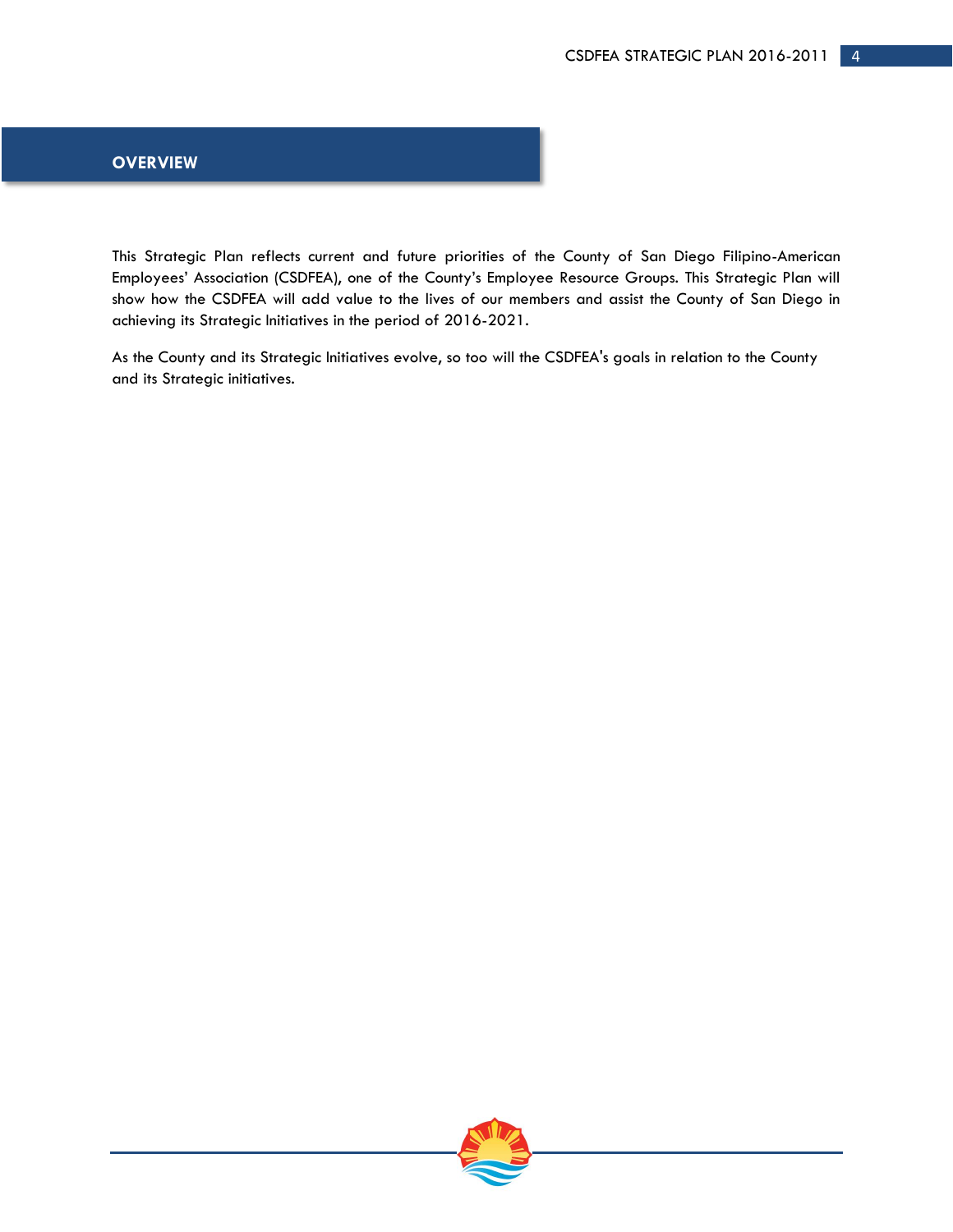## OVERVIEW

This Strategic Plan reflects current and future priorities of the County of San Diego Filipino-American Employees' Association (CSDFEA), one of the County's Employee Resource Groups. This Strategic Plan will show how the CSDFEA will add value to the lives of our members and assist the County of San Diego in achieving its Strategic Initiatives in the period of 2016-2021.

As the County and its Strategic Initiatives evolve, so too will the CSDFEA's goals in relation to the County and its Strategic initiatives.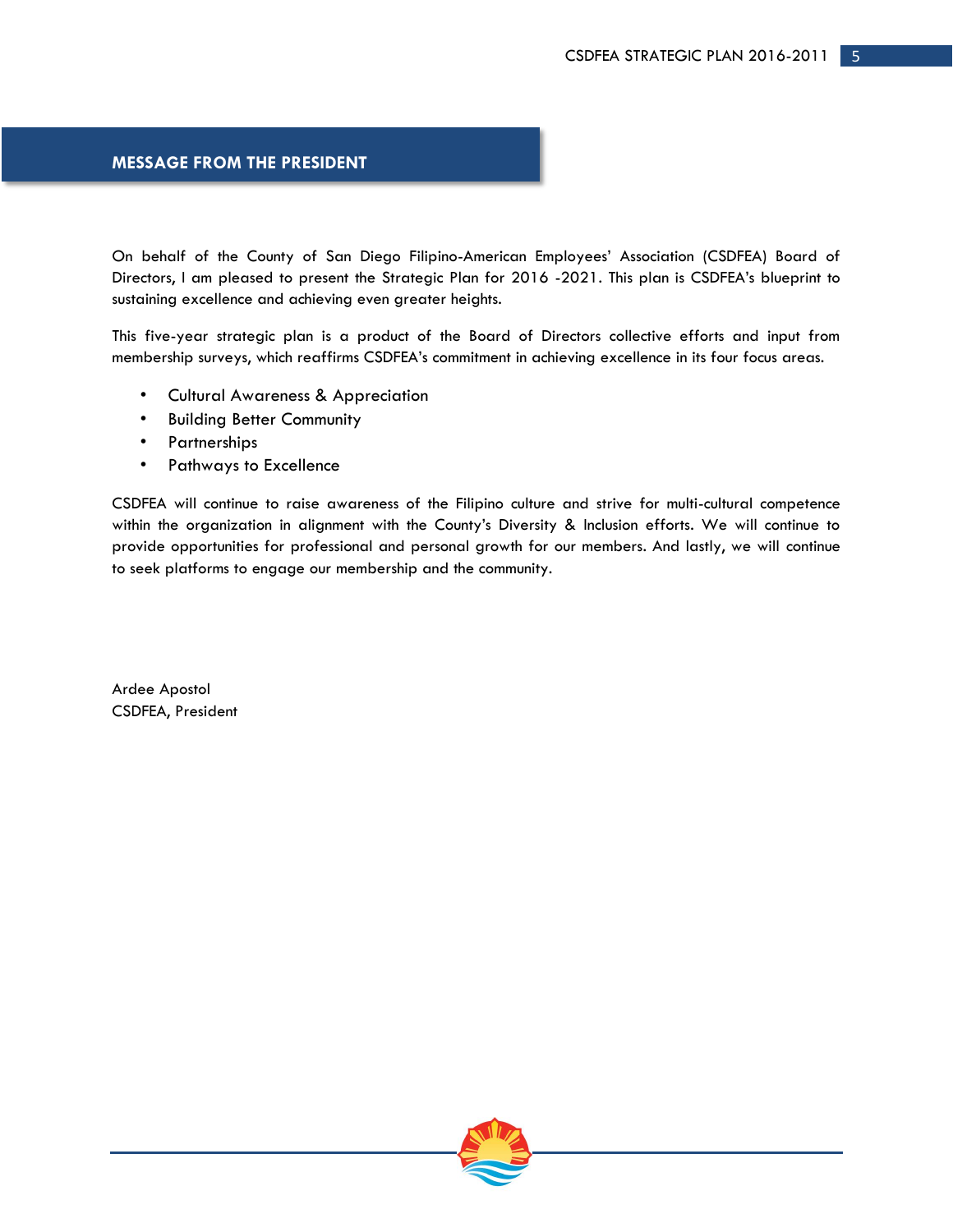## MESSAGE FROM THE PRESIDENT

On behalf of the County of San Diego Filipino-American Employees' Association (CSDFEA) Board of Directors, I am pleased to present the Strategic Plan for 2016 -2021. This plan is CSDFEA's blueprint to sustaining excellence and achieving even greater heights.

This five-year strategic plan is a product of the Board of Directors collective efforts and input from membership surveys, which reaffirms CSDFEA's commitment in achieving excellence in its four focus areas.

- Cultural Awareness & Appreciation
- Building Better Community
- Partnerships
- Pathways to Excellence

CSDFEA will continue to raise awareness of the Filipino culture and strive for multi-cultural competence within the organization in alignment with the County's Diversity & Inclusion efforts. We will continue to provide opportunities for professional and personal growth for our members. And lastly, we will continue to seek platforms to engage our membership and the community.

Ardee Apostol
CSDFEA, President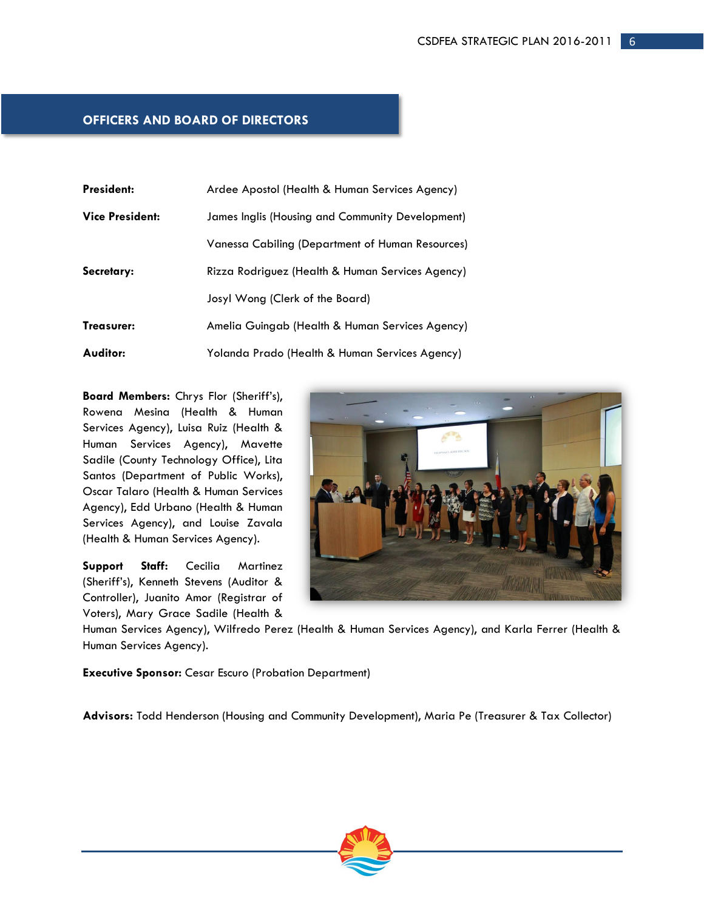## OFFICERS AND BOARD OF DIRECTORS

| | |
|---|---|
| **President:** | Ardee Apostol (Health & Human Services Agency) |
| **Vice President:** | James Inglis (Housing and Community Development) |
| | Vanessa Cabiling (Department of Human Resources) |
| **Secretary:** | Rizza Rodriguez (Health & Human Services Agency) |
| | Josyl Wong (Clerk of the Board) |
| **Treasurer:** | Amelia Guingab (Health & Human Services Agency) |
| **Auditor:** | Yolanda Prado (Health & Human Services Agency) |

**Board Members:** Chrys Flor (Sheriff's), Rowena Mesina (Health & Human Services Agency), Luisa Ruiz (Health & Human Services Agency), Mavette Sadile (County Technology Office), Lita Santos (Department of Public Works), Oscar Talaro (Health & Human Services Agency), Edd Urbano (Health & Human Services Agency), and Louise Zavala (Health & Human Services Agency).

**Support Staff:** Cecilia Martinez (Sheriff's), Kenneth Stevens (Auditor & Controller), Juanito Amor (Registrar of Voters), Mary Grace Sadile (Health & Human Services Agency), Wilfredo Perez (Health & Human Services Agency), and Karla Ferrer (Health & Human Services Agency).

**Executive Sponsor:** Cesar Escuro (Probation Department)

**Advisors:** Todd Henderson (Housing and Community Development), Maria Pe (Treasurer & Tax Collector)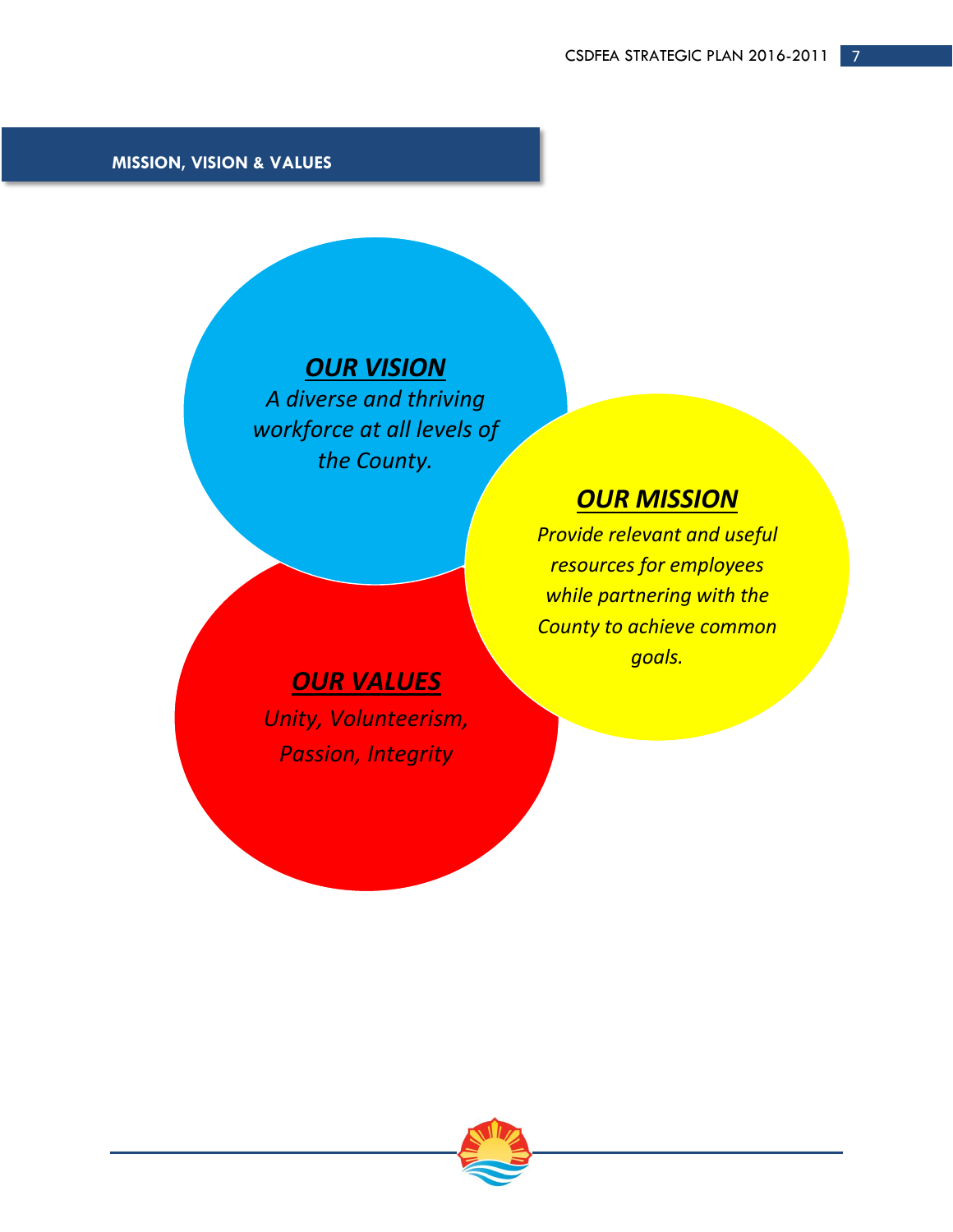## MISSION, VISION & VALUES

### ***OUR VISION***

*A diverse and thriving workforce at all levels of the County.*

### ***OUR MISSION***

*Provide relevant and useful resources for employees while partnering with the County to achieve common goals.*

### ***OUR VALUES***

*Unity, Volunteerism, Passion, Integrity*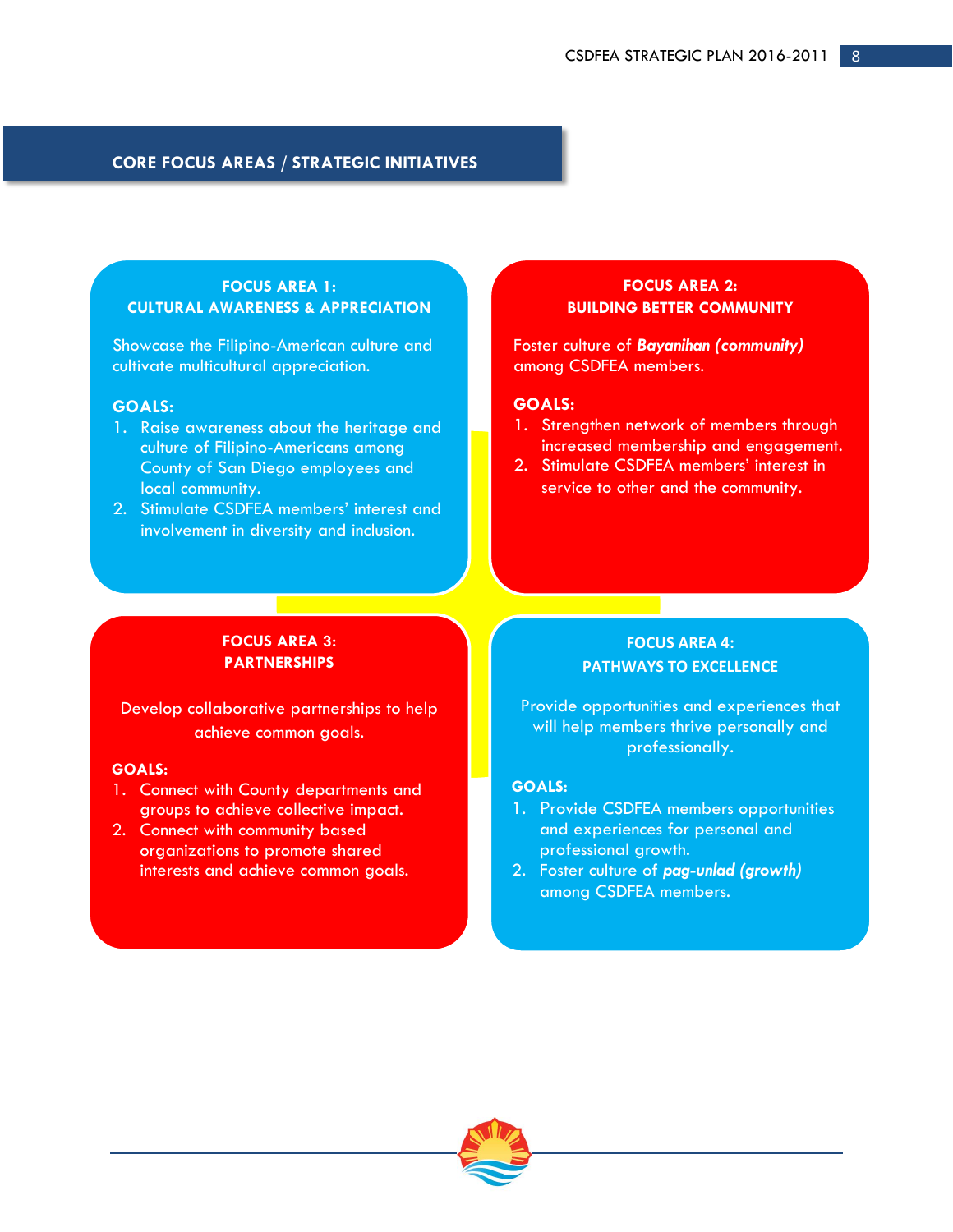## CORE FOCUS AREAS / STRATEGIC INITIATIVES

### FOCUS AREA 1: CULTURAL AWARENESS & APPRECIATION

Showcase the Filipino-American culture and cultivate multicultural appreciation.

**GOALS:**

1. Raise awareness about the heritage and culture of Filipino-Americans among County of San Diego employees and local community.
2. Stimulate CSDFEA members' interest and involvement in diversity and inclusion.

### FOCUS AREA 2: BUILDING BETTER COMMUNITY

Foster culture of ***Bayanihan (community)*** among CSDFEA members.

**GOALS:**

1. Strengthen network of members through increased membership and engagement.
2. Stimulate CSDFEA members' interest in service to other and the community.

### FOCUS AREA 3: PARTNERSHIPS

Develop collaborative partnerships to help achieve common goals.

**GOALS:**

1. Connect with County departments and groups to achieve collective impact.
2. Connect with community based organizations to promote shared interests and achieve common goals.

### FOCUS AREA 4: PATHWAYS TO EXCELLENCE

Provide opportunities and experiences that will help members thrive personally and professionally.

**GOALS:**

1. Provide CSDFEA members opportunities and experiences for personal and professional growth.
2. Foster culture of ***pag-unlad (growth)*** among CSDFEA members.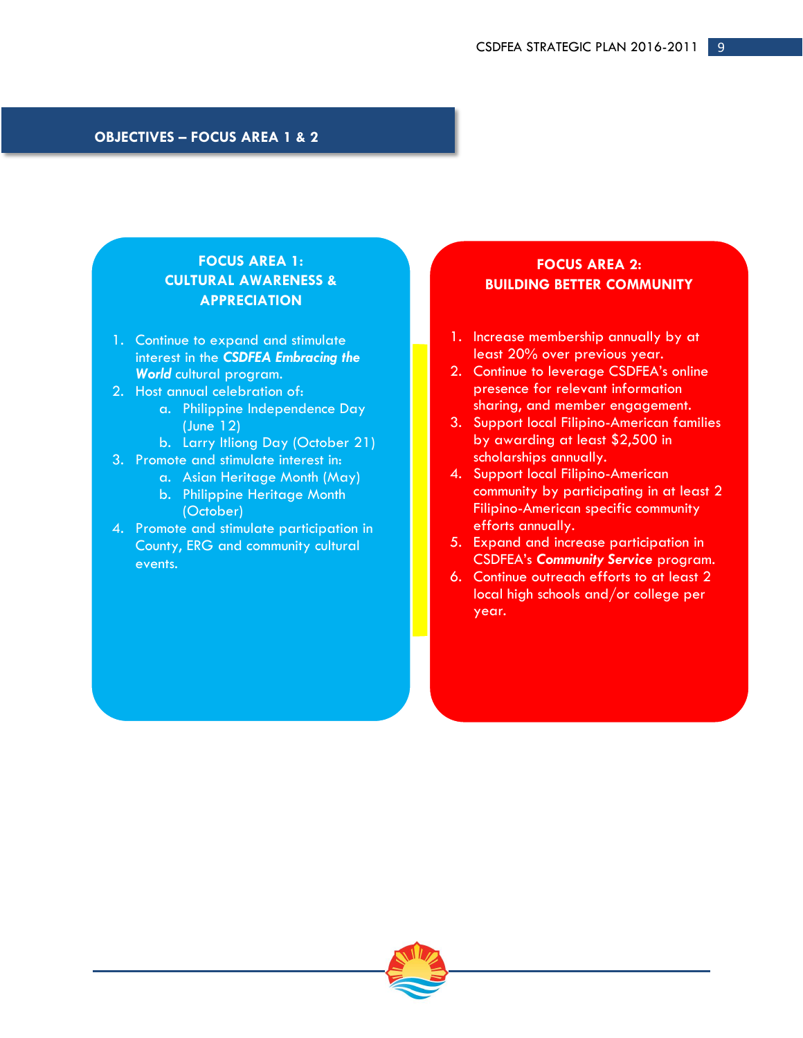## OBJECTIVES – FOCUS AREA 1 & 2

### FOCUS AREA 1: CULTURAL AWARENESS & APPRECIATION

1. Continue to expand and stimulate interest in the ***CSDFEA Embracing the World*** cultural program.
2. Host annual celebration of:
   a. Philippine Independence Day (June 12)
   b. Larry Itliong Day (October 21)
3. Promote and stimulate interest in:
   a. Asian Heritage Month (May)
   b. Philippine Heritage Month (October)
4. Promote and stimulate participation in County, ERG and community cultural events.

### FOCUS AREA 2: BUILDING BETTER COMMUNITY

1. Increase membership annually by at least 20% over previous year.
2. Continue to leverage CSDFEA's online presence for relevant information sharing, and member engagement.
3. Support local Filipino-American families by awarding at least $2,500 in scholarships annually.
4. Support local Filipino-American community by participating in at least 2 Filipino-American specific community efforts annually.
5. Expand and increase participation in CSDFEA's ***Community Service*** program.
6. Continue outreach efforts to at least 2 local high schools and/or college per year.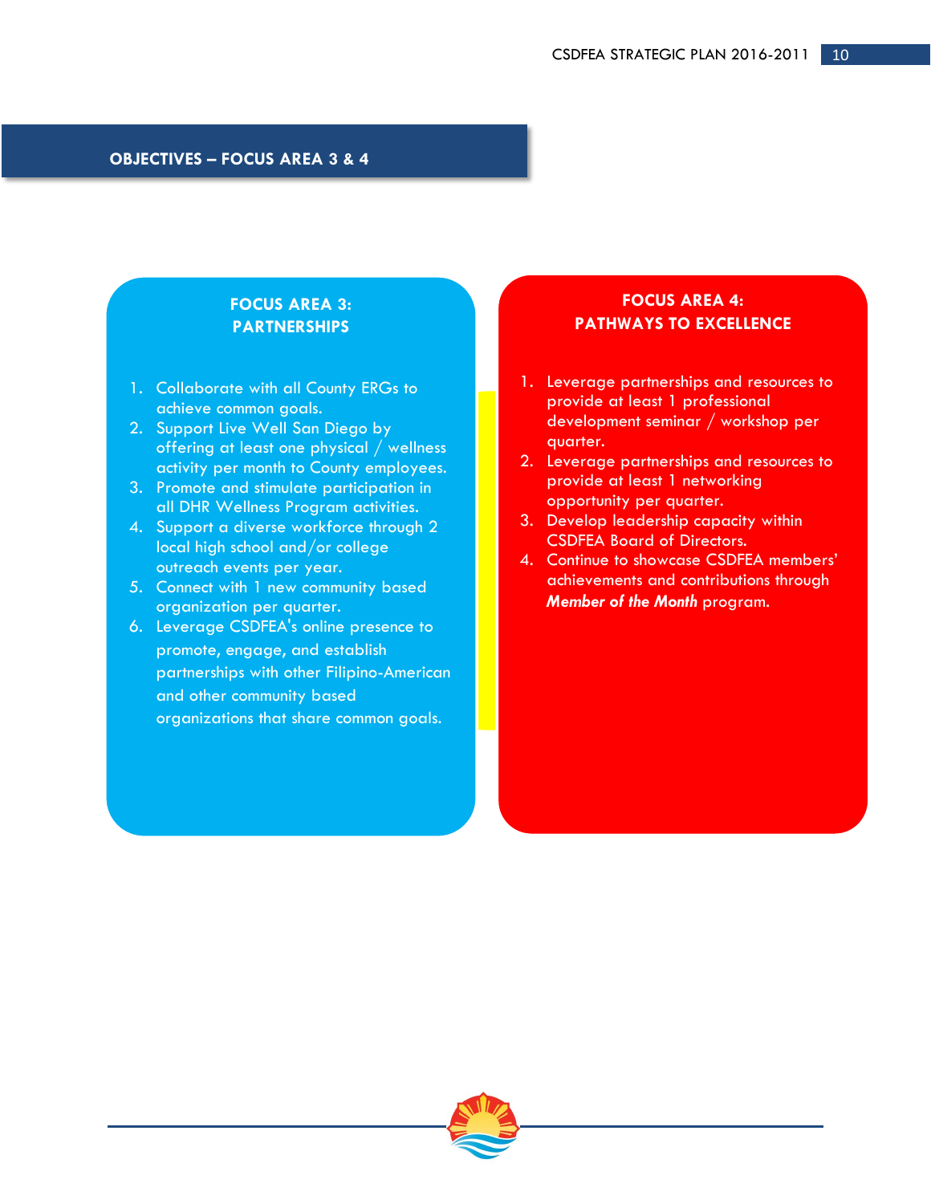## OBJECTIVES – FOCUS AREA 3 & 4

### FOCUS AREA 3: PARTNERSHIPS

1. Collaborate with all County ERGs to achieve common goals.
2. Support Live Well San Diego by offering at least one physical / wellness activity per month to County employees.
3. Promote and stimulate participation in all DHR Wellness Program activities.
4. Support a diverse workforce through 2 local high school and/or college outreach events per year.
5. Connect with 1 new community based organization per quarter.
6. Leverage CSDFEA's online presence to promote, engage, and establish partnerships with other Filipino-American and other community based organizations that share common goals.

### FOCUS AREA 4: PATHWAYS TO EXCELLENCE

1. Leverage partnerships and resources to provide at least 1 professional development seminar / workshop per quarter.
2. Leverage partnerships and resources to provide at least 1 networking opportunity per quarter.
3. Develop leadership capacity within CSDFEA Board of Directors.
4. Continue to showcase CSDFEA members' achievements and contributions through ***Member of the Month*** program.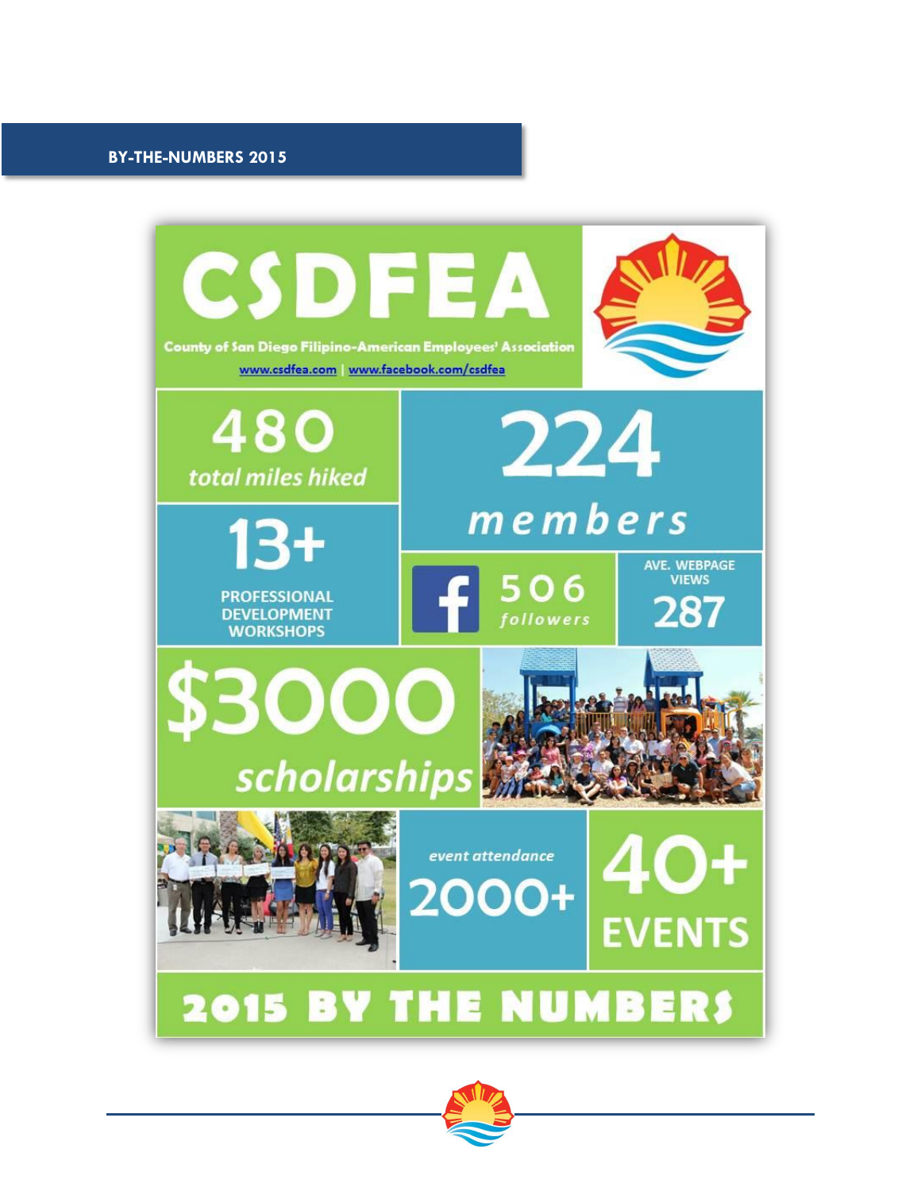## BY-THE-NUMBERS 2015

# CSDFEA

County of San Diego Filipino-American Employees' Association

www.csdfea.com | www.facebook.com/csdfea

**480**
*total miles hiked*

**224**
*members*

**13+**
PROFESSIONAL DEVELOPMENT WORKSHOPS

**506**
*followers*

AVE. WEBPAGE VIEWS
**287**

**$3000**
*scholarships*

*event attendance*
**2000+**

**40+**
EVENTS

**2015 BY THE NUMBERS**